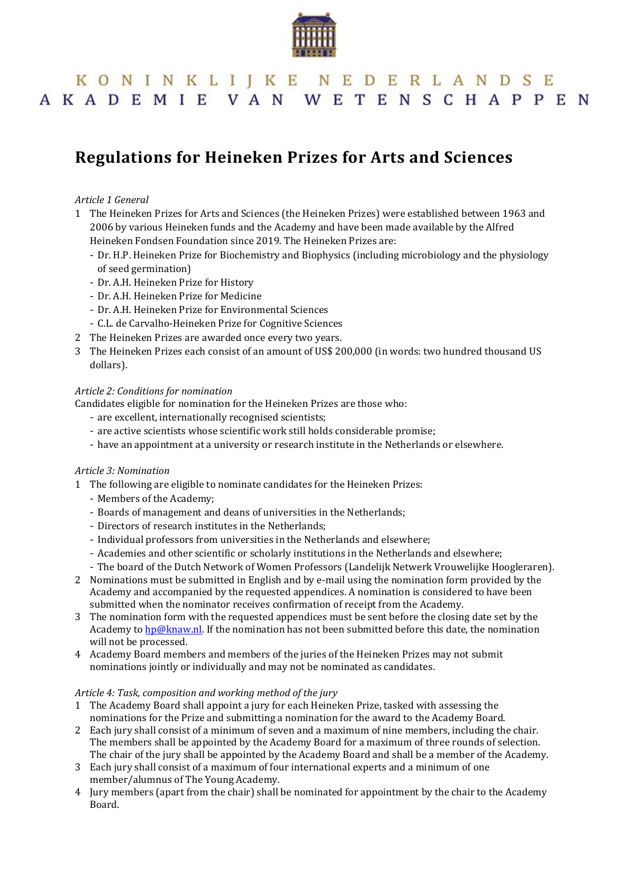KONINKLIJKE NEDERLANDSE AKADEMIE VAN WETENSCHAPPEN

# Regulations for Heineken Prizes for Arts and Sciences

*Article 1 General*

1. The Heineken Prizes for Arts and Sciences (the Heineken Prizes) were established between 1963 and 2006 by various Heineken funds and the Academy and have been made available by the Alfred Heineken Fondsen Foundation since 2019. The Heineken Prizes are:
   - Dr. H.P. Heineken Prize for Biochemistry and Biophysics (including microbiology and the physiology of seed germination)
   - Dr. A.H. Heineken Prize for History
   - Dr. A.H. Heineken Prize for Medicine
   - Dr. A.H. Heineken Prize for Environmental Sciences
   - C.L. de Carvalho-Heineken Prize for Cognitive Sciences
2. The Heineken Prizes are awarded once every two years.
3. The Heineken Prizes each consist of an amount of US$ 200,000 (in words: two hundred thousand US dollars).

*Article 2: Conditions for nomination*

Candidates eligible for nomination for the Heineken Prizes are those who:

- are excellent, internationally recognised scientists;
- are active scientists whose scientific work still holds considerable promise;
- have an appointment at a university or research institute in the Netherlands or elsewhere.

*Article 3: Nomination*

1. The following are eligible to nominate candidates for the Heineken Prizes:
   - Members of the Academy;
   - Boards of management and deans of universities in the Netherlands;
   - Directors of research institutes in the Netherlands;
   - Individual professors from universities in the Netherlands and elsewhere;
   - Academies and other scientific or scholarly institutions in the Netherlands and elsewhere;
   - The board of the Dutch Network of Women Professors (Landelijk Netwerk Vrouwelijke Hoogleraren).
2. Nominations must be submitted in English and by e-mail using the nomination form provided by the Academy and accompanied by the requested appendices. A nomination is considered to have been submitted when the nominator receives confirmation of receipt from the Academy.
3. The nomination form with the requested appendices must be sent before the closing date set by the Academy to hp@knaw.nl. If the nomination has not been submitted before this date, the nomination will not be processed.
4. Academy Board members and members of the juries of the Heineken Prizes may not submit nominations jointly or individually and may not be nominated as candidates.

*Article 4: Task, composition and working method of the jury*

1. The Academy Board shall appoint a jury for each Heineken Prize, tasked with assessing the nominations for the Prize and submitting a nomination for the award to the Academy Board.
2. Each jury shall consist of a minimum of seven and a maximum of nine members, including the chair. The members shall be appointed by the Academy Board for a maximum of three rounds of selection. The chair of the jury shall be appointed by the Academy Board and shall be a member of the Academy.
3. Each jury shall consist of a maximum of four international experts and a minimum of one member/alumnus of The Young Academy.
4. Jury members (apart from the chair) shall be nominated for appointment by the chair to the Academy Board.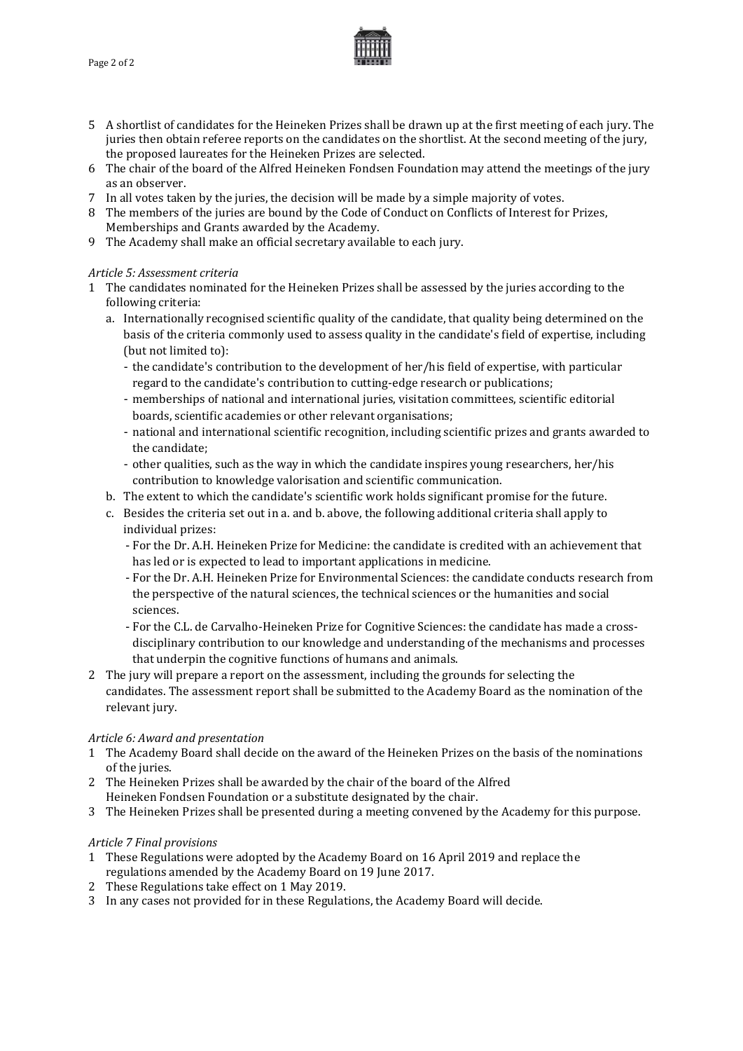5 A shortlist of candidates for the Heineken Prizes shall be drawn up at the first meeting of each jury. The juries then obtain referee reports on the candidates on the shortlist. At the second meeting of the jury, the proposed laureates for the Heineken Prizes are selected.
6 The chair of the board of the Alfred Heineken Fondsen Foundation may attend the meetings of the jury as an observer.
7 In all votes taken by the juries, the decision will be made by a simple majority of votes.
8 The members of the juries are bound by the Code of Conduct on Conflicts of Interest for Prizes, Memberships and Grants awarded by the Academy.
9 The Academy shall make an official secretary available to each jury.

*Article 5: Assessment criteria*

1 The candidates nominated for the Heineken Prizes shall be assessed by the juries according to the following criteria:
   a. Internationally recognised scientific quality of the candidate, that quality being determined on the basis of the criteria commonly used to assess quality in the candidate's field of expertise, including (but not limited to):
      - the candidate's contribution to the development of her/his field of expertise, with particular regard to the candidate's contribution to cutting-edge research or publications;
      - memberships of national and international juries, visitation committees, scientific editorial boards, scientific academies or other relevant organisations;
      - national and international scientific recognition, including scientific prizes and grants awarded to the candidate;
      - other qualities, such as the way in which the candidate inspires young researchers, her/his contribution to knowledge valorisation and scientific communication.
   b. The extent to which the candidate's scientific work holds significant promise for the future.
   c. Besides the criteria set out in a. and b. above, the following additional criteria shall apply to individual prizes:
      - For the Dr. A.H. Heineken Prize for Medicine: the candidate is credited with an achievement that has led or is expected to lead to important applications in medicine.
      - For the Dr. A.H. Heineken Prize for Environmental Sciences: the candidate conducts research from the perspective of the natural sciences, the technical sciences or the humanities and social sciences.
      - For the C.L. de Carvalho-Heineken Prize for Cognitive Sciences: the candidate has made a cross-disciplinary contribution to our knowledge and understanding of the mechanisms and processes that underpin the cognitive functions of humans and animals.
2 The jury will prepare a report on the assessment, including the grounds for selecting the candidates. The assessment report shall be submitted to the Academy Board as the nomination of the relevant jury.

*Article 6: Award and presentation*

1 The Academy Board shall decide on the award of the Heineken Prizes on the basis of the nominations of the juries.
2 The Heineken Prizes shall be awarded by the chair of the board of the Alfred Heineken Fondsen Foundation or a substitute designated by the chair.
3 The Heineken Prizes shall be presented during a meeting convened by the Academy for this purpose.

*Article 7 Final provisions*

1 These Regulations were adopted by the Academy Board on 16 April 2019 and replace the regulations amended by the Academy Board on 19 June 2017.
2 These Regulations take effect on 1 May 2019.
3 In any cases not provided for in these Regulations, the Academy Board will decide.